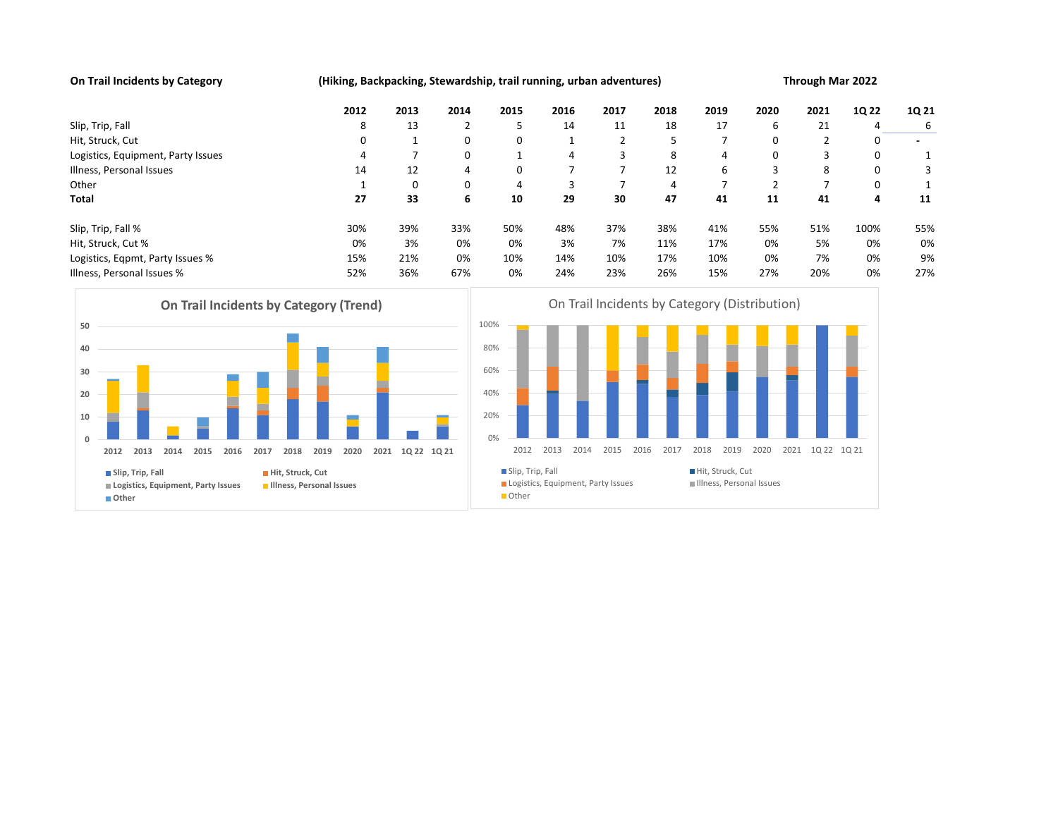**On Trail Incidents by Category** (Hiking, Backpacking, Stewardship, trail running, urban adventures) Through Mar 2022

| | 2012 | 2013 | 2014 | 2015 | 2016 | 2017 | 2018 | 2019 | 2020 | 2021 | 1Q 22 | 1Q 21 |
|---|---|---|---|---|---|---|---|---|---|---|---|---|
| Slip, Trip, Fall | 8 | 13 | 2 | 5 | 14 | 11 | 18 | 17 | 6 | 21 | 4 | 6 |
| Hit, Struck, Cut | 0 | 1 | 0 | 0 | 1 | 2 | 5 | 7 | 0 | 2 | 0 | - |
| Logistics, Equipment, Party Issues | 4 | 7 | 0 | 1 | 4 | 3 | 8 | 4 | 0 | 3 | 0 | 1 |
| Illness, Personal Issues | 14 | 12 | 4 | 0 | 7 | 7 | 12 | 6 | 3 | 8 | 0 | 3 |
| Other | 1 | 0 | 0 | 4 | 3 | 7 | 4 | 7 | 2 | 7 | 0 | 1 |
| **Total** | **27** | **33** | **6** | **10** | **29** | **30** | **47** | **41** | **11** | **41** | **4** | **11** |
| | | | | | | | | | | | | |
| Slip, Trip, Fall % | 30% | 39% | 33% | 50% | 48% | 37% | 38% | 41% | 55% | 51% | 100% | 55% |
| Hit, Struck, Cut % | 0% | 3% | 0% | 0% | 3% | 7% | 11% | 17% | 0% | 5% | 0% | 0% |
| Logistics, Eqpmt, Party Issues % | 15% | 21% | 0% | 10% | 14% | 10% | 17% | 10% | 0% | 7% | 0% | 9% |
| Illness, Personal Issues % | 52% | 36% | 67% | 0% | 24% | 23% | 26% | 15% | 27% | 20% | 0% | 27% |

On Trail Incidents by Category (Trend)

On Trail Incidents by Category (Distribution)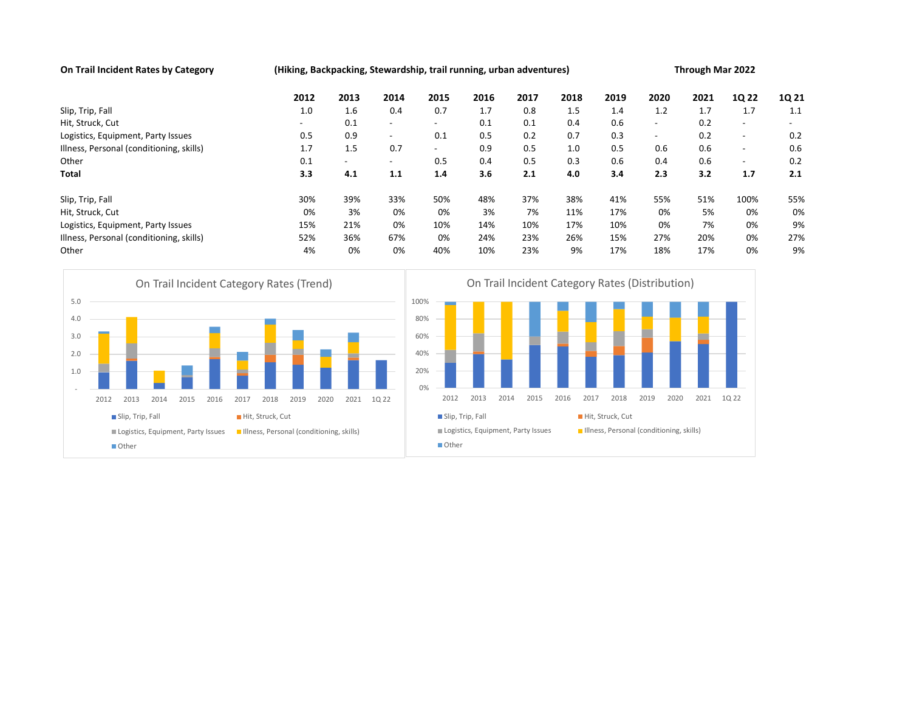**On Trail Incident Rates by Category** **(Hiking, Backpacking, Stewardship, trail running, urban adventures)** **Through Mar 2022**

| | 2012 | 2013 | 2014 | 2015 | 2016 | 2017 | 2018 | 2019 | 2020 | 2021 | 1Q 22 | 1Q 21 |
|---|---|---|---|---|---|---|---|---|---|---|---|---|
| Slip, Trip, Fall | 1.0 | 1.6 | 0.4 | 0.7 | 1.7 | 0.8 | 1.5 | 1.4 | 1.2 | 1.7 | 1.7 | 1.1 |
| Hit, Struck, Cut | - | 0.1 | - | - | 0.1 | 0.1 | 0.4 | 0.6 | - | 0.2 | - | - |
| Logistics, Equipment, Party Issues | 0.5 | 0.9 | - | 0.1 | 0.5 | 0.2 | 0.7 | 0.3 | - | 0.2 | - | 0.2 |
| Illness, Personal (conditioning, skills) | 1.7 | 1.5 | 0.7 | - | 0.9 | 0.5 | 1.0 | 0.5 | 0.6 | 0.6 | - | 0.6 |
| Other | 0.1 | - | - | 0.5 | 0.4 | 0.5 | 0.3 | 0.6 | 0.4 | 0.6 | - | 0.2 |
| **Total** | **3.3** | **4.1** | **1.1** | **1.4** | **3.6** | **2.1** | **4.0** | **3.4** | **2.3** | **3.2** | **1.7** | **2.1** |
| | | | | | | | | | | | | |
| Slip, Trip, Fall | 30% | 39% | 33% | 50% | 48% | 37% | 38% | 41% | 55% | 51% | 100% | 55% |
| Hit, Struck, Cut | 0% | 3% | 0% | 0% | 3% | 7% | 11% | 17% | 0% | 5% | 0% | 0% |
| Logistics, Equipment, Party Issues | 15% | 21% | 0% | 10% | 14% | 10% | 17% | 10% | 0% | 7% | 0% | 9% |
| Illness, Personal (conditioning, skills) | 52% | 36% | 67% | 0% | 24% | 23% | 26% | 15% | 27% | 20% | 0% | 27% |
| Other | 4% | 0% | 0% | 40% | 10% | 23% | 9% | 17% | 18% | 17% | 0% | 9% |

On Trail Incident Category Rates (Trend)

On Trail Incident Category Rates (Distribution)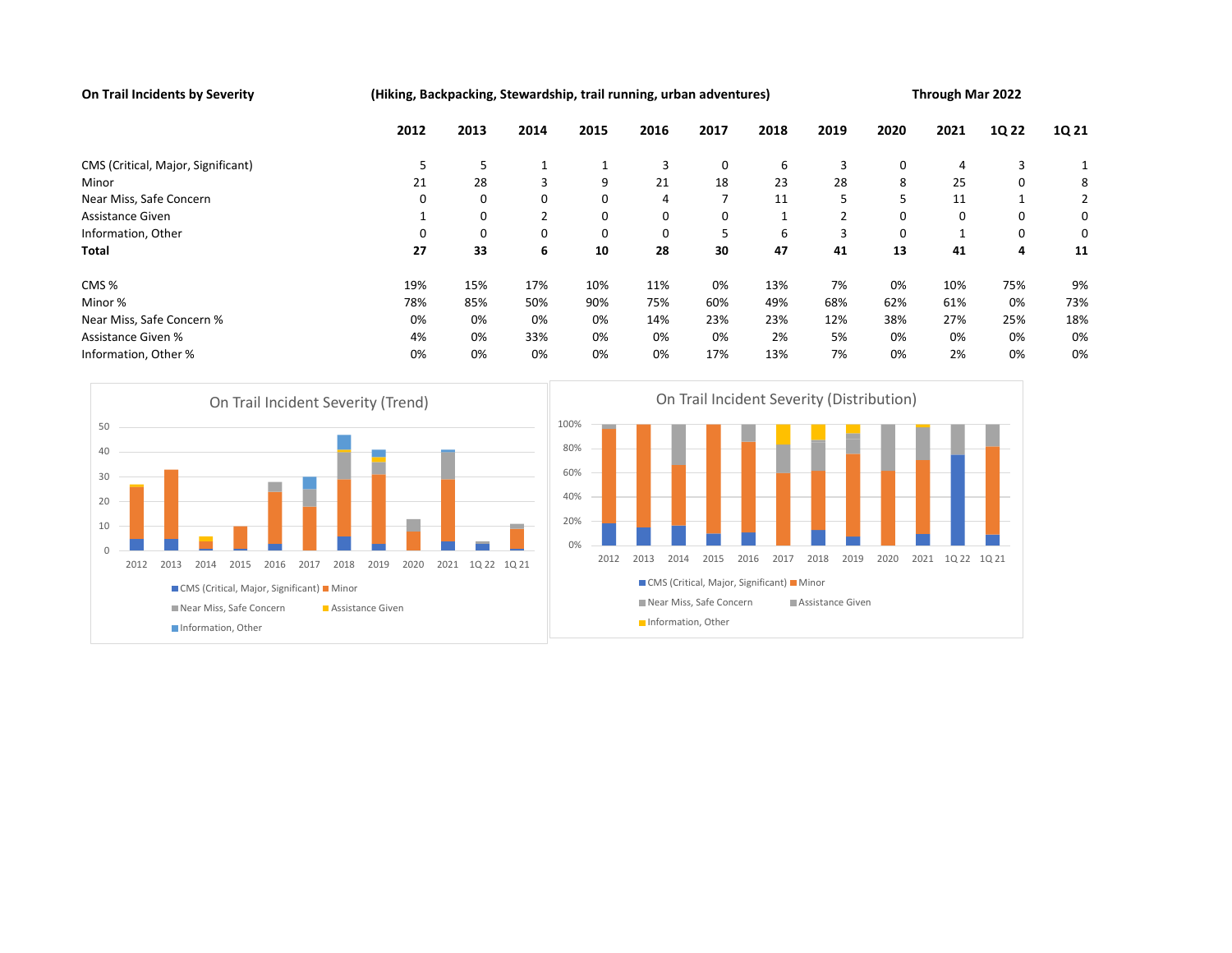**On Trail Incidents by Severity** **(Hiking, Backpacking, Stewardship, trail running, urban adventures)** **Through Mar 2022**

| | 2012 | 2013 | 2014 | 2015 | 2016 | 2017 | 2018 | 2019 | 2020 | 2021 | 1Q 22 | 1Q 21 |
|---|---|---|---|---|---|---|---|---|---|---|---|---|
| CMS (Critical, Major, Significant) | 5 | 5 | 1 | 1 | 3 | 0 | 6 | 3 | 0 | 4 | 3 | 1 |
| Minor | 21 | 28 | 3 | 9 | 21 | 18 | 23 | 28 | 8 | 25 | 0 | 8 |
| Near Miss, Safe Concern | 0 | 0 | 0 | 0 | 4 | 7 | 11 | 5 | 5 | 11 | 1 | 2 |
| Assistance Given | 1 | 0 | 2 | 0 | 0 | 0 | 1 | 2 | 0 | 0 | 0 | 0 |
| Information, Other | 0 | 0 | 0 | 0 | 0 | 5 | 6 | 3 | 0 | 1 | 0 | 0 |
| **Total** | **27** | **33** | **6** | **10** | **28** | **30** | **47** | **41** | **13** | **41** | **4** | **11** |
| | | | | | | | | | | | | |
| CMS % | 19% | 15% | 17% | 10% | 11% | 0% | 13% | 7% | 0% | 10% | 75% | 9% |
| Minor % | 78% | 85% | 50% | 90% | 75% | 60% | 49% | 68% | 62% | 61% | 0% | 73% |
| Near Miss, Safe Concern % | 0% | 0% | 0% | 0% | 14% | 23% | 23% | 12% | 38% | 27% | 25% | 18% |
| Assistance Given % | 4% | 0% | 33% | 0% | 0% | 0% | 2% | 5% | 0% | 0% | 0% | 0% |
| Information, Other % | 0% | 0% | 0% | 0% | 0% | 17% | 13% | 7% | 0% | 2% | 0% | 0% |

On Trail Incident Severity (Trend)

On Trail Incident Severity (Distribution)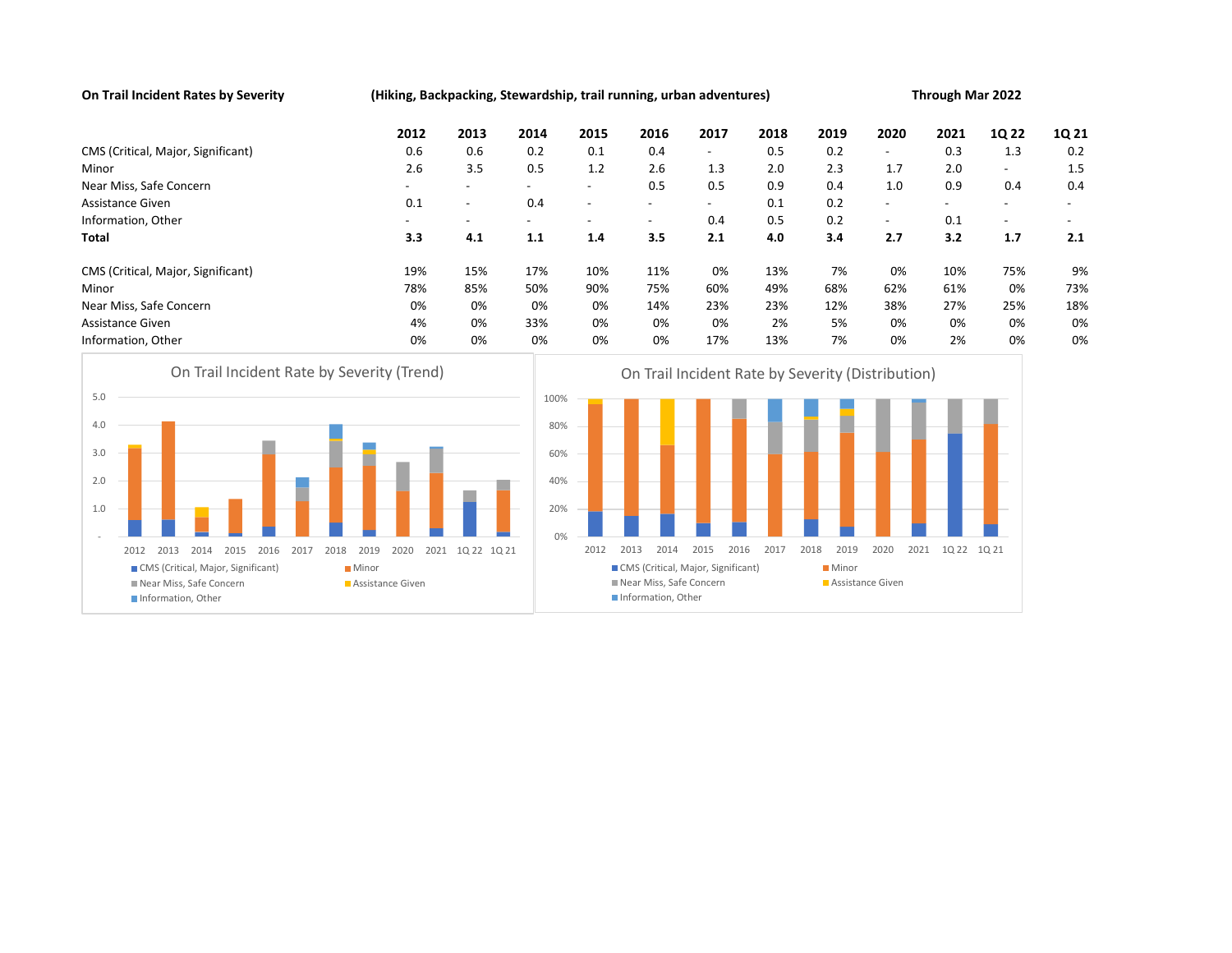**On Trail Incident Rates by Severity** **(Hiking, Backpacking, Stewardship, trail running, urban adventures)** **Through Mar 2022**

| | 2012 | 2013 | 2014 | 2015 | 2016 | 2017 | 2018 | 2019 | 2020 | 2021 | 1Q 22 | 1Q 21 |
|---|---|---|---|---|---|---|---|---|---|---|---|---|
| CMS (Critical, Major, Significant) | 0.6 | 0.6 | 0.2 | 0.1 | 0.4 | - | 0.5 | 0.2 | - | 0.3 | 1.3 | 0.2 |
| Minor | 2.6 | 3.5 | 0.5 | 1.2 | 2.6 | 1.3 | 2.0 | 2.3 | 1.7 | 2.0 | - | 1.5 |
| Near Miss, Safe Concern | - | - | - | - | 0.5 | 0.5 | 0.9 | 0.4 | 1.0 | 0.9 | 0.4 | 0.4 |
| Assistance Given | 0.1 | - | 0.4 | - | - | - | 0.1 | 0.2 | - | - | - | - |
| Information, Other | - | - | - | - | - | 0.4 | 0.5 | 0.2 | - | 0.1 | - | - |
| **Total** | **3.3** | **4.1** | **1.1** | **1.4** | **3.5** | **2.1** | **4.0** | **3.4** | **2.7** | **3.2** | **1.7** | **2.1** |
| | | | | | | | | | | | | |
| CMS (Critical, Major, Significant) | 19% | 15% | 17% | 10% | 11% | 0% | 13% | 7% | 0% | 10% | 75% | 9% |
| Minor | 78% | 85% | 50% | 90% | 75% | 60% | 49% | 68% | 62% | 61% | 0% | 73% |
| Near Miss, Safe Concern | 0% | 0% | 0% | 0% | 14% | 23% | 23% | 12% | 38% | 27% | 25% | 18% |
| Assistance Given | 4% | 0% | 33% | 0% | 0% | 0% | 2% | 5% | 0% | 0% | 0% | 0% |
| Information, Other | 0% | 0% | 0% | 0% | 0% | 17% | 13% | 7% | 0% | 2% | 0% | 0% |

On Trail Incident Rate by Severity (Trend)

5.0
4.0
3.0
2.0
1.0
-

2012 2013 2014 2015 2016 2017 2018 2019 2020 2021 1Q 22 1Q 21

CMS (Critical, Major, Significant) · Minor · Near Miss, Safe Concern · Assistance Given · Information, Other

On Trail Incident Rate by Severity (Distribution)

100%
80%
60%
40%
20%
0%

2012 2013 2014 2015 2016 2017 2018 2019 2020 2021 1Q 22 1Q 21

CMS (Critical, Major, Significant) · Minor · Near Miss, Safe Concern · Assistance Given · Information, Other